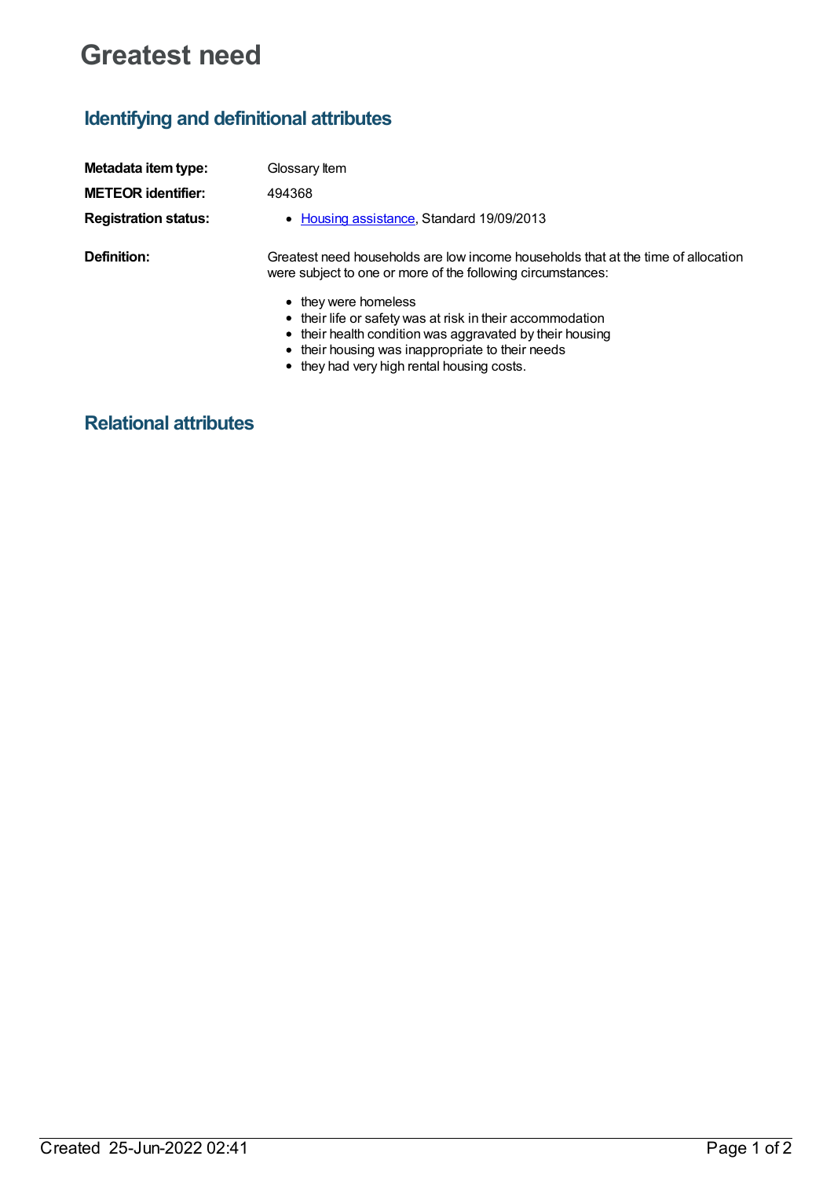# Greatest need

## Identifying and definitional attributes

| | |
|---|---|
| **Metadata item type:** | Glossary Item |
| **METEOR identifier:** | 494368 |
| **Registration status:** | • Housing assistance, Standard 19/09/2013 |
| **Definition:** | Greatest need households are low income households that at the time of allocation were subject to one or more of the following circumstances:<br>• they were homeless<br>• their life or safety was at risk in their accommodation<br>• their health condition was aggravated by their housing<br>• their housing was inappropriate to their needs<br>• they had very high rental housing costs. |

## Relational attributes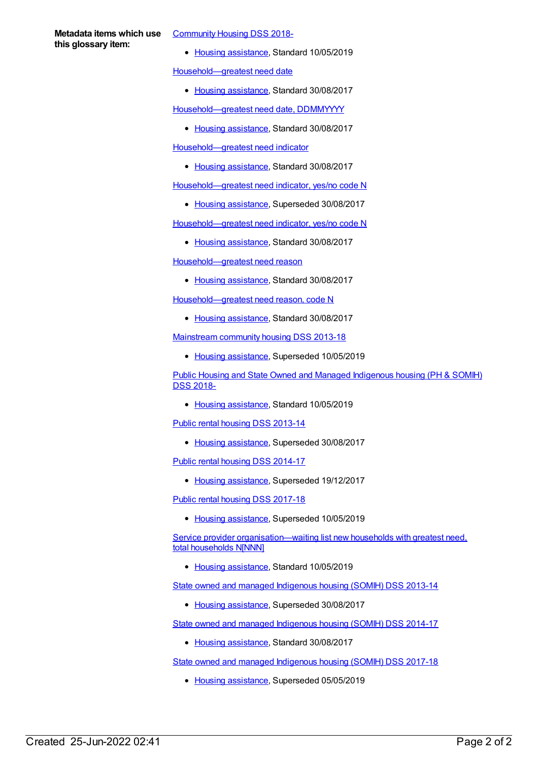**Metadata items which use this glossary item:**

Community Housing DSS 2018-

- Housing assistance, Standard 10/05/2019

Household—greatest need date

- Housing assistance, Standard 30/08/2017

Household—greatest need date, DDMMYYYY

- Housing assistance, Standard 30/08/2017

Household—greatest need indicator

- Housing assistance, Standard 30/08/2017

Household—greatest need indicator, yes/no code N

- Housing assistance, Superseded 30/08/2017

Household—greatest need indicator, yes/no code N

- Housing assistance, Standard 30/08/2017

Household—greatest need reason

- Housing assistance, Standard 30/08/2017

Household—greatest need reason, code N

- Housing assistance, Standard 30/08/2017

Mainstream community housing DSS 2013-18

- Housing assistance, Superseded 10/05/2019

Public Housing and State Owned and Managed Indigenous housing (PH & SOMIH) DSS 2018-

- Housing assistance, Standard 10/05/2019

Public rental housing DSS 2013-14

- Housing assistance, Superseded 30/08/2017

Public rental housing DSS 2014-17

- Housing assistance, Superseded 19/12/2017

Public rental housing DSS 2017-18

- Housing assistance, Superseded 10/05/2019

Service provider organisation—waiting list new households with greatest need, total households N[NNN]

- Housing assistance, Standard 10/05/2019

State owned and managed Indigenous housing (SOMIH) DSS 2013-14

- Housing assistance, Superseded 30/08/2017

State owned and managed Indigenous housing (SOMIH) DSS 2014-17

- Housing assistance, Standard 30/08/2017

State owned and managed Indigenous housing (SOMIH) DSS 2017-18

- Housing assistance, Superseded 05/05/2019